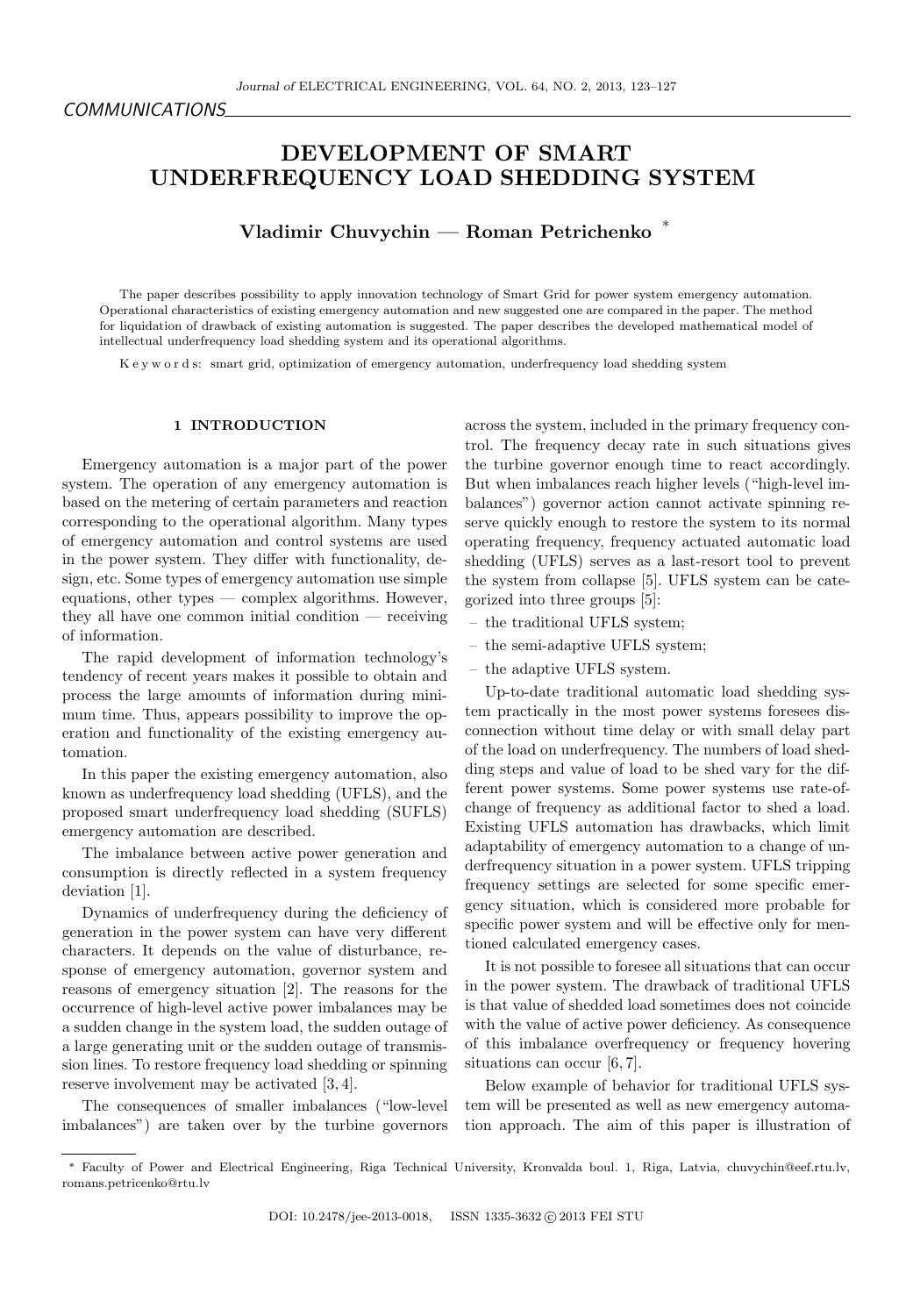COMMUNICATIONS

# DEVELOPMENT OF SMART UNDERFREQUENCY LOAD SHEDDING SYSTEM

**Vladimir Chuvychin — Roman Petrichenko** *

The paper describes possibility to apply innovation technology of Smart Grid for power system emergency automation. Operational characteristics of existing emergency automation and new suggested one are compared in the paper. The method for liquidation of drawback of existing automation is suggested. The paper describes the developed mathematical model of intellectual underfrequency load shedding system and its operational algorithms.

K e y w o r d s: smart grid, optimization of emergency automation, underfrequency load shedding system

## 1 INTRODUCTION

Emergency automation is a major part of the power system. The operation of any emergency automation is based on the metering of certain parameters and reaction corresponding to the operational algorithm. Many types of emergency automation and control systems are used in the power system. They differ with functionality, design, etc. Some types of emergency automation use simple equations, other types — complex algorithms. However, they all have one common initial condition — receiving of information.

The rapid development of information technology's tendency of recent years makes it possible to obtain and process the large amounts of information during minimum time. Thus, appears possibility to improve the operation and functionality of the existing emergency automation.

In this paper the existing emergency automation, also known as underfrequency load shedding (UFLS), and the proposed smart underfrequency load shedding (SUFLS) emergency automation are described.

The imbalance between active power generation and consumption is directly reflected in a system frequency deviation [1].

Dynamics of underfrequency during the deficiency of generation in the power system can have very different characters. It depends on the value of disturbance, response of emergency automation, governor system and reasons of emergency situation [2]. The reasons for the occurrence of high-level active power imbalances may be a sudden change in the system load, the sudden outage of a large generating unit or the sudden outage of transmission lines. To restore frequency load shedding or spinning reserve involvement may be activated [3, 4].

The consequences of smaller imbalances ("low-level imbalances") are taken over by the turbine governors across the system, included in the primary frequency control. The frequency decay rate in such situations gives the turbine governor enough time to react accordingly. But when imbalances reach higher levels ("high-level imbalances") governor action cannot activate spinning reserve quickly enough to restore the system to its normal operating frequency, frequency actuated automatic load shedding (UFLS) serves as a last-resort tool to prevent the system from collapse [5]. UFLS system can be categorized into three groups [5]:

- the traditional UFLS system;
- the semi-adaptive UFLS system;
- the adaptive UFLS system.

Up-to-date traditional automatic load shedding system practically in the most power systems foresees disconnection without time delay or with small delay part of the load on underfrequency. The numbers of load shedding steps and value of load to be shed vary for the different power systems. Some power systems use rate-of-change of frequency as additional factor to shed a load. Existing UFLS automation has drawbacks, which limit adaptability of emergency automation to a change of underfrequency situation in a power system. UFLS tripping frequency settings are selected for some specific emergency situation, which is considered more probable for specific power system and will be effective only for mentioned calculated emergency cases.

It is not possible to foresee all situations that can occur in the power system. The drawback of traditional UFLS is that value of shedded load sometimes does not coincide with the value of active power deficiency. As consequence of this imbalance overfrequency or frequency hovering situations can occur [6, 7].

Below example of behavior for traditional UFLS system will be presented as well as new emergency automation approach. The aim of this paper is illustration of

* Faculty of Power and Electrical Engineering, Riga Technical University, Kronvalda boul. 1, Riga, Latvia, chuvychin@eef.rtu.lv, romans.petricenko@rtu.lv

DOI: 10.2478/jee-2013-0018, ISSN 1335-3632 © 2013 FEI STU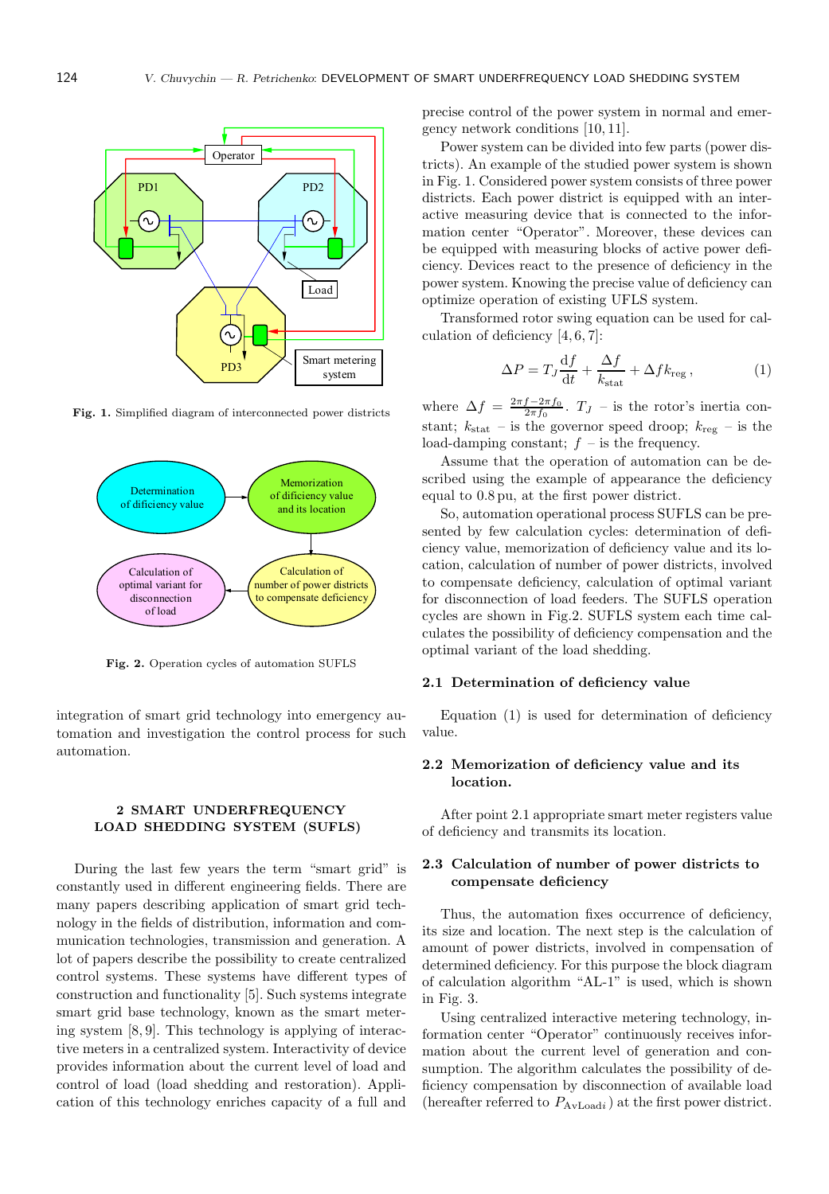Fig. 1. Simplified diagram of interconnected power districts

Fig. 2. Operation cycles of automation SUFLS

integration of smart grid technology into emergency automation and investigation the control process for such automation.

## 2 SMART UNDERFREQUENCY LOAD SHEDDING SYSTEM (SUFLS)

During the last few years the term "smart grid" is constantly used in different engineering fields. There are many papers describing application of smart grid technology in the fields of distribution, information and communication technologies, transmission and generation. A lot of papers describe the possibility to create centralized control systems. These systems have different types of construction and functionality [5]. Such systems integrate smart grid base technology, known as the smart metering system [8, 9]. This technology is applying of interactive meters in a centralized system. Interactivity of device provides information about the current level of load and control of load (load shedding and restoration). Application of this technology enriches capacity of a full and precise control of the power system in normal and emergency network conditions [10, 11].

Power system can be divided into few parts (power districts). An example of the studied power system is shown in Fig. 1. Considered power system consists of three power districts. Each power district is equipped with an interactive measuring device that is connected to the information center "Operator". Moreover, these devices can be equipped with measuring blocks of active power deficiency. Devices react to the presence of deficiency in the power system. Knowing the precise value of deficiency can optimize operation of existing UFLS system.

Transformed rotor swing equation can be used for calculation of deficiency [4, 6, 7]:

$$\Delta P = T_J \frac{\mathrm{d}f}{\mathrm{d}t} + \frac{\Delta f}{k_{\mathrm{stat}}} + \Delta f k_{\mathrm{reg}}\,, \tag{1}$$

where $\Delta f = \frac{2\pi f - 2\pi f_0}{2\pi f_0}$. $T_J$ – is the rotor's inertia constant; $k_{\mathrm{stat}}$ – is the governor speed droop; $k_{\mathrm{reg}}$ – is the load-damping constant; $f$ – is the frequency.

Assume that the operation of automation can be described using the example of appearance the deficiency equal to 0.8 pu, at the first power district.

So, automation operational process SUFLS can be presented by few calculation cycles: determination of deficiency value, memorization of deficiency value and its location, calculation of number of power districts, involved to compensate deficiency, calculation of optimal variant for disconnection of load feeders. The SUFLS operation cycles are shown in Fig.2. SUFLS system each time calculates the possibility of deficiency compensation and the optimal variant of the load shedding.

### 2.1 Determination of deficiency value

Equation (1) is used for determination of deficiency value.

### 2.2 Memorization of deficiency value and its location.

After point 2.1 appropriate smart meter registers value of deficiency and transmits its location.

### 2.3 Calculation of number of power districts to compensate deficiency

Thus, the automation fixes occurrence of deficiency, its size and location. The next step is the calculation of amount of power districts, involved in compensation of determined deficiency. For this purpose the block diagram of calculation algorithm "AL-1" is used, which is shown in Fig. 3.

Using centralized interactive metering technology, information center "Operator" continuously receives information about the current level of generation and consumption. The algorithm calculates the possibility of deficiency compensation by disconnection of available load (hereafter referred to $P_{\mathrm{AvLoad}i}$) at the first power district.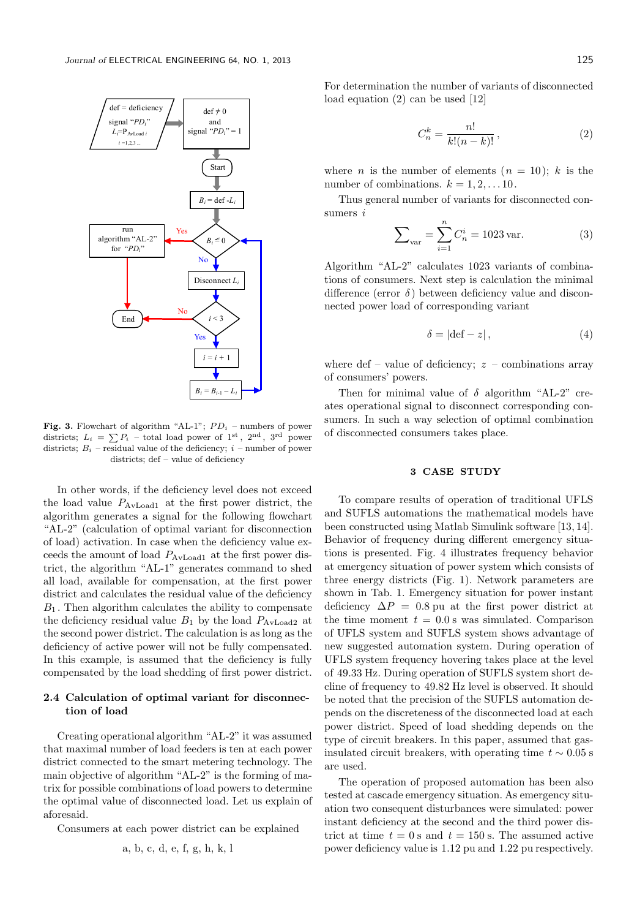Fig. 3. Flowchart of algorithm “AL-1”; $PD_i$ – numbers of power districts; $L_i = \sum P_i$ – total load power of 1st, 2nd, 3rd power districts; $B_i$ – residual value of the deficiency; $i$ – number of power districts; def – value of deficiency

In other words, if the deficiency level does not exceed the load value $P_{\mathrm{AvLoad1}}$ at the first power district, the algorithm generates a signal for the following flowchart “AL-2” (calculation of optimal variant for disconnection of load) activation. In case when the deficiency value exceeds the amount of load $P_{\mathrm{AvLoad1}}$ at the first power district, the algorithm “AL-1” generates command to shed all load, available for compensation, at the first power district and calculates the residual value of the deficiency $B_1$. Then algorithm calculates the ability to compensate the deficiency residual value $B_1$ by the load $P_{\mathrm{AvLoad2}}$ at the second power district. The calculation is as long as the deficiency of active power will not be fully compensated. In this example, is assumed that the deficiency is fully compensated by the load shedding of first power district.

### 2.4 Calculation of optimal variant for disconnection of load

Creating operational algorithm “AL-2” it was assumed that maximal number of load feeders is ten at each power district connected to the smart metering technology. The main objective of algorithm “AL-2” is the forming of matrix for possible combinations of load powers to determine the optimal value of disconnected load. Let us explain of aforesaid.

Consumers at each power district can be explained

a, b, c, d, e, f, g, h, k, l

For determination the number of variants of disconnected load equation (2) can be used [12]

$$C_n^k = \frac{n!}{k!(n-k)!}\,, \tag{2}$$

where $n$ is the number of elements ($n = 10$); $k$ is the number of combinations. $k = 1, 2, \ldots 10$.

Thus general number of variants for disconnected consumers $i$

$$\sum\nolimits_{\mathrm{var}} = \sum_{i=1}^{n} C_n^i = 1023\ \mathrm{var}. \tag{3}$$

Algorithm “AL-2” calculates 1023 variants of combinations of consumers. Next step is calculation the minimal difference (error $\delta$) between deficiency value and disconnected power load of corresponding variant

$$\delta = |\mathrm{def} - z|\,, \tag{4}$$

where def – value of deficiency; $z$ – combinations array of consumers' powers.

Then for minimal value of $\delta$ algorithm “AL-2” creates operational signal to disconnect corresponding consumers. In such a way selection of optimal combination of disconnected consumers takes place.

## 3 CASE STUDY

To compare results of operation of traditional UFLS and SUFLS automations the mathematical models have been constructed using Matlab Simulink software [13, 14]. Behavior of frequency during different emergency situations is presented. Fig. 4 illustrates frequency behavior at emergency situation of power system which consists of three energy districts (Fig. 1). Network parameters are shown in Tab. 1. Emergency situation for power instant deficiency $\Delta P = 0.8$ pu at the first power district at the time moment $t = 0.0$ s was simulated. Comparison of UFLS system and SUFLS system shows advantage of new suggested automation system. During operation of UFLS system frequency hovering takes place at the level of 49.33 Hz. During operation of SUFLS system short decline of frequency to 49.82 Hz level is observed. It should be noted that the precision of the SUFLS automation depends on the discreteness of the disconnected load at each power district. Speed of load shedding depends on the type of circuit breakers. In this paper, assumed that gas-insulated circuit breakers, with operating time $t \sim 0.05$ s are used.

The operation of proposed automation has been also tested at cascade emergency situation. As emergency situation two consequent disturbances were simulated: power instant deficiency at the second and the third power district at time $t = 0$ s and $t = 150$ s. The assumed active power deficiency value is 1.12 pu and 1.22 pu respectively.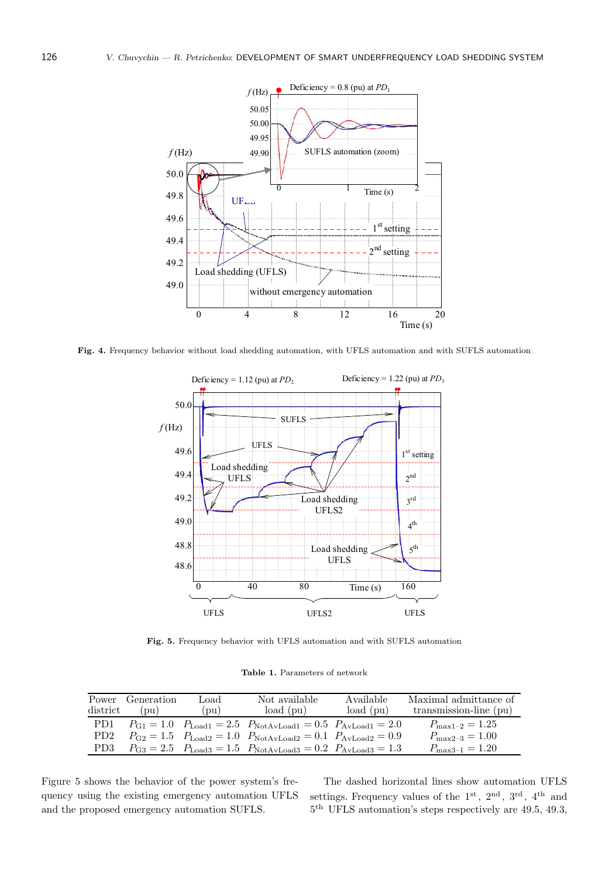**Fig. 4.** Frequency behavior without load shedding automation, with UFLS automation and with SUFLS automation

**Fig. 5.** Frequency behavior with UFLS automation and with SUFLS automation

**Table 1.** Parameters of network

| Power district | Generation (pu) | Load (pu) | Not available load (pu) | Available load (pu) | Maximal admittance of transmission-line (pu) |
|---|---|---|---|---|---|
| PD1 | $P_{G1} = 1.0$ | $P_{Load1} = 2.5$ | $P_{NotAvLoad1} = 0.5$ | $P_{AvLoad1} = 2.0$ | $P_{max1-2} = 1.25$ |
| PD2 | $P_{G2} = 1.5$ | $P_{Load2} = 1.0$ | $P_{NotAvLoad2} = 0.1$ | $P_{AvLoad2} = 0.9$ | $P_{max2-3} = 1.00$ |
| PD3 | $P_{G3} = 2.5$ | $P_{Load3} = 1.5$ | $P_{NotAvLoad3} = 0.2$ | $P_{AvLoad3} = 1.3$ | $P_{max3-1} = 1.20$ |

Figure 5 shows the behavior of the power system's frequency using the existing emergency automation UFLS and the proposed emergency automation SUFLS.

The dashed horizontal lines show automation UFLS settings. Frequency values of the 1st, 2nd, 3rd, 4th and 5th UFLS automation's steps respectively are 49.5, 49.3,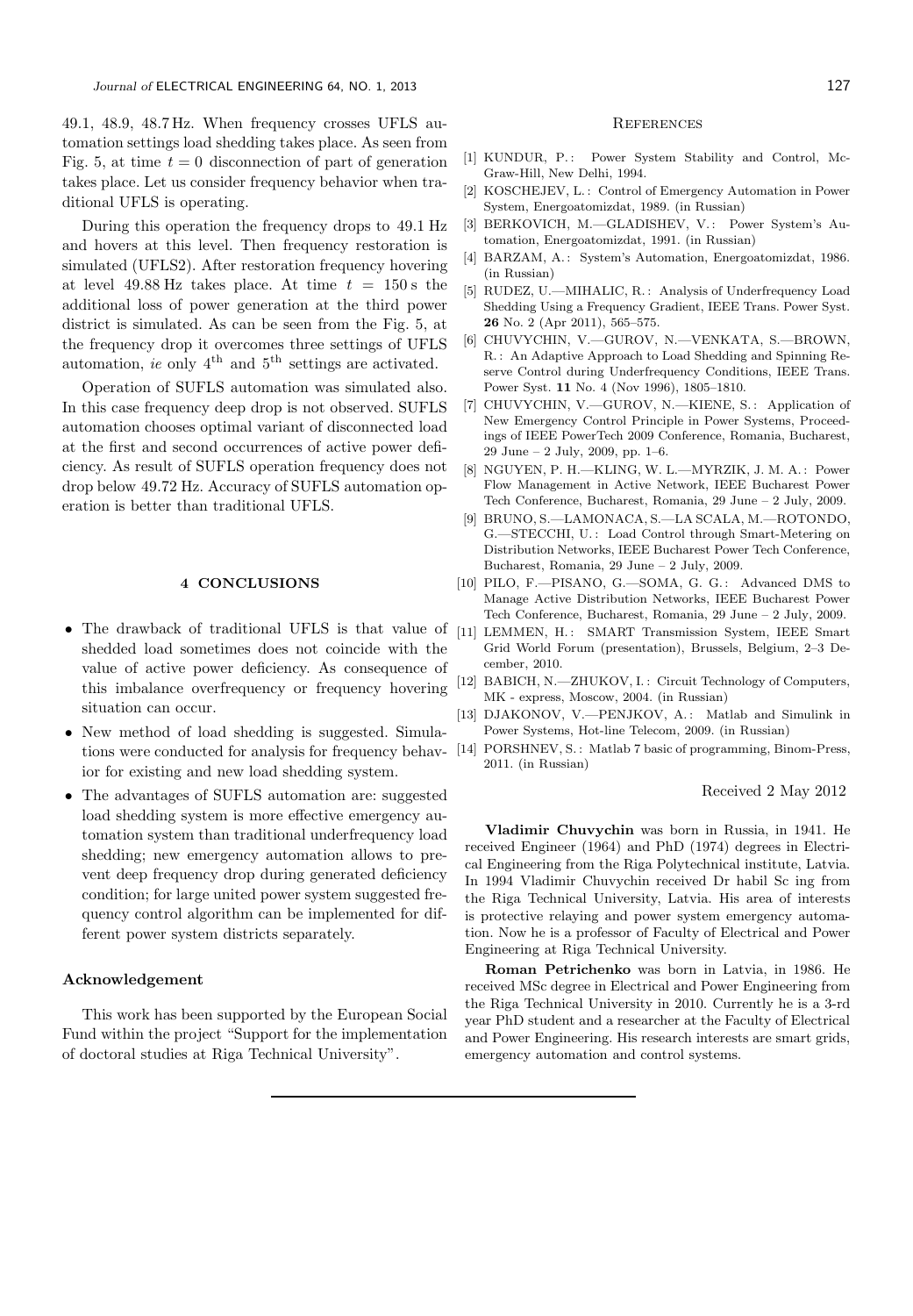49.1, 48.9, 48.7 Hz. When frequency crosses UFLS automation settings load shedding takes place. As seen from Fig. 5, at time $t = 0$ disconnection of part of generation takes place. Let us consider frequency behavior when traditional UFLS is operating.

During this operation the frequency drops to 49.1 Hz and hovers at this level. Then frequency restoration is simulated (UFLS2). After restoration frequency hovering at level 49.88 Hz takes place. At time $t = 150$ s the additional loss of power generation at the third power district is simulated. As can be seen from the Fig. 5, at the frequency drop it overcomes three settings of UFLS automation, *ie* only 4th and 5th settings are activated.

Operation of SUFLS automation was simulated also. In this case frequency deep drop is not observed. SUFLS automation chooses optimal variant of disconnected load at the first and second occurrences of active power deficiency. As result of SUFLS operation frequency does not drop below 49.72 Hz. Accuracy of SUFLS automation operation is better than traditional UFLS.

## 4 CONCLUSIONS

- The drawback of traditional UFLS is that value of shedded load sometimes does not coincide with the value of active power deficiency. As consequence of this imbalance overfrequency or frequency hovering situation can occur.
- New method of load shedding is suggested. Simulations were conducted for analysis for frequency behavior for existing and new load shedding system.
- The advantages of SUFLS automation are: suggested load shedding system is more effective emergency automation system than traditional underfrequency load shedding; new emergency automation allows to prevent deep frequency drop during generated deficiency condition; for large united power system suggested frequency control algorithm can be implemented for different power system districts separately.

### Acknowledgement

This work has been supported by the European Social Fund within the project "Support for the implementation of doctoral studies at Riga Technical University".

## References

[1] KUNDUR, P.: Power System Stability and Control, McGraw-Hill, New Delhi, 1994.

[2] KOSCHEJEV, L.: Control of Emergency Automation in Power System, Energoatomizdat, 1989. (in Russian)

[3] BERKOVICH, M.—GLADISHEV, V.: Power System's Automation, Energoatomizdat, 1991. (in Russian)

[4] BARZAM, A.: System's Automation, Energoatomizdat, 1986. (in Russian)

[5] RUDEZ, U.—MIHALIC, R.: Analysis of Underfrequency Load Shedding Using a Frequency Gradient, IEEE Trans. Power Syst. **26** No. 2 (Apr 2011), 565–575.

[6] CHUVYCHIN, V.—GUROV, N.—VENKATA, S.—BROWN, R.: An Adaptive Approach to Load Shedding and Spinning Reserve Control during Underfrequency Conditions, IEEE Trans. Power Syst. **11** No. 4 (Nov 1996), 1805–1810.

[7] CHUVYCHIN, V.—GUROV, N.—KIENE, S.: Application of New Emergency Control Principle in Power Systems, Proceedings of IEEE PowerTech 2009 Conference, Romania, Bucharest, 29 June – 2 July, 2009, pp. 1–6.

[8] NGUYEN, P. H.—KLING, W. L.—MYRZIK, J. M. A.: Power Flow Management in Active Network, IEEE Bucharest Power Tech Conference, Bucharest, Romania, 29 June – 2 July, 2009.

[9] BRUNO, S.—LAMONACA, S.—LA SCALA, M.—ROTONDO, G.—STECCHI, U.: Load Control through Smart-Metering on Distribution Networks, IEEE Bucharest Power Tech Conference, Bucharest, Romania, 29 June – 2 July, 2009.

[10] PILO, F.—PISANO, G.—SOMA, G. G.: Advanced DMS to Manage Active Distribution Networks, IEEE Bucharest Power Tech Conference, Bucharest, Romania, 29 June – 2 July, 2009.

[11] LEMMEN, H.: SMART Transmission System, IEEE Smart Grid World Forum (presentation), Brussels, Belgium, 2–3 December, 2010.

[12] BABICH, N.—ZHUKOV, I.: Circuit Technology of Computers, MK - express, Moscow, 2004. (in Russian)

[13] DJAKONOV, V.—PENJKOV, A.: Matlab and Simulink in Power Systems, Hot-line Telecom, 2009. (in Russian)

[14] PORSHNEV, S.: Matlab 7 basic of programming, Binom-Press, 2011. (in Russian)

Received 2 May 2012

**Vladimir Chuvychin** was born in Russia, in 1941. He received Engineer (1964) and PhD (1974) degrees in Electrical Engineering from the Riga Polytechnical institute, Latvia. In 1994 Vladimir Chuvychin received Dr habil Sc ing from the Riga Technical University, Latvia. His area of interests is protective relaying and power system emergency automation. Now he is a professor of Faculty of Electrical and Power Engineering at Riga Technical University.

**Roman Petrichenko** was born in Latvia, in 1986. He received MSc degree in Electrical and Power Engineering from the Riga Technical University in 2010. Currently he is a 3-rd year PhD student and a researcher at the Faculty of Electrical and Power Engineering. His research interests are smart grids, emergency automation and control systems.